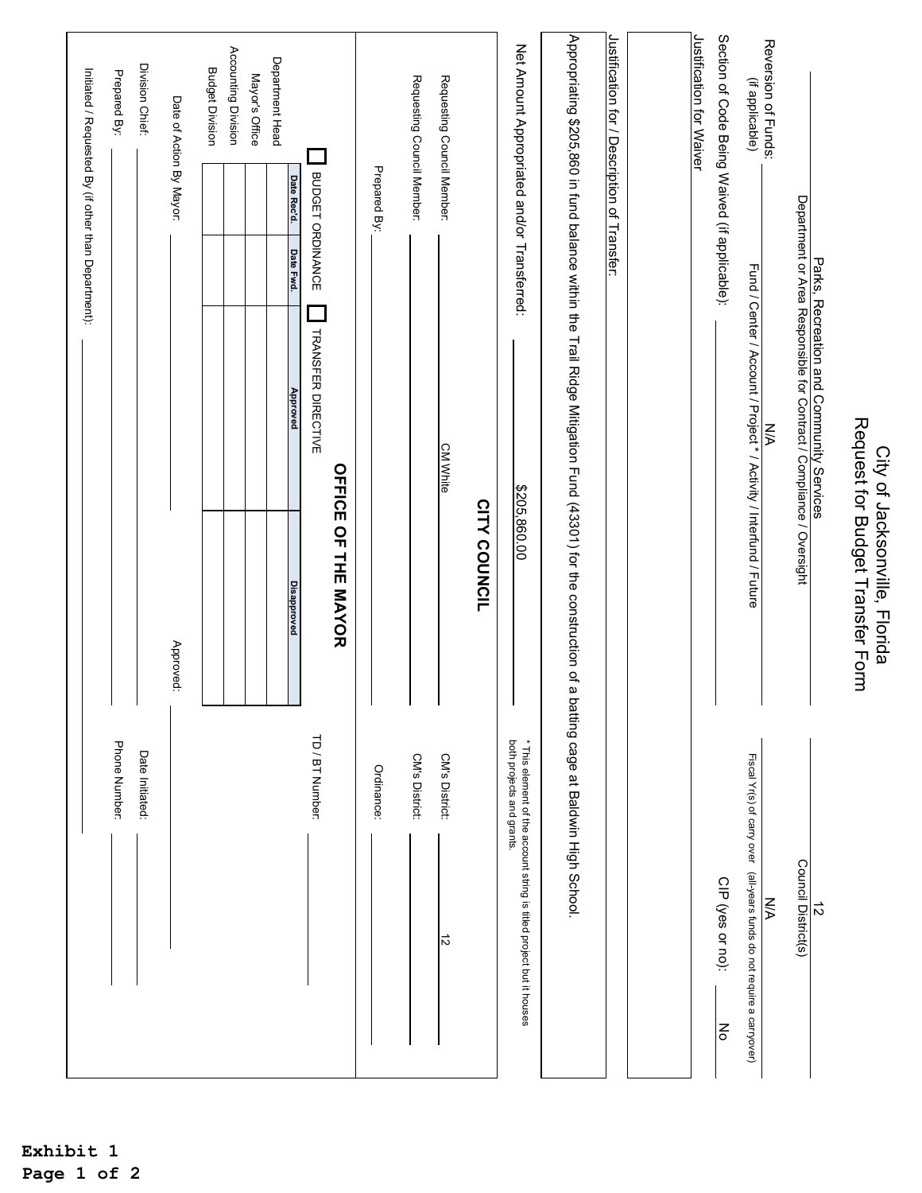# City of Jacksonville, Florida
## Request for Budget Transfer Form

Parks, Recreation and Community Services
Department or Area Responsible for Contract / Compliance / Oversight

12
Council District(s)

Reversion of Funds: N/A
(if applicable)
Fund / Center / Account / Project * / Activity / Interfund / Future

N/A
Fiscal Yr(s) of carry over (all-years funds do not require a carryover)

Section of Code Being Waived (if applicable): ______

CIP (yes or no): No

Justification for Waiver

Justification for / Description of Transfer:

Appropriating $205,860 in fund balance within the Trail Ridge Mitigation Fund (43301) for the construction of a batting cage at Baldwin High School.

Net Amount Appropriated and/or Transferred: $205,860.00

* This element of the account string is titled project but it houses both projects and grants.

## CITY COUNCIL

Requesting Council Member: CM White

CM's District: 12

Requesting Council Member: ______

CM's District: ______

Prepared By: ______

Ordinance: ______

## OFFICE OF THE MAYOR

☐ BUDGET ORDINANCE ☐ TRANSFER DIRECTIVE

TD / BT Number: ______

| | Date Rec'd. | Date Fwd. | Approved | Disapproved |
|---|---|---|---|---|
| Department Head | | | | |
| Mayor's Office | | | | |
| Accounting Division | | | | |
| Budget Division | | | | |

Date of Action By Mayor: ______ Approved: ______

Division Chief: ______ Date Initiated: ______

Prepared By: ______ Phone Number: ______

Initiated / Requested By (if other than Department): ______

Exhibit 1
Page 1 of 2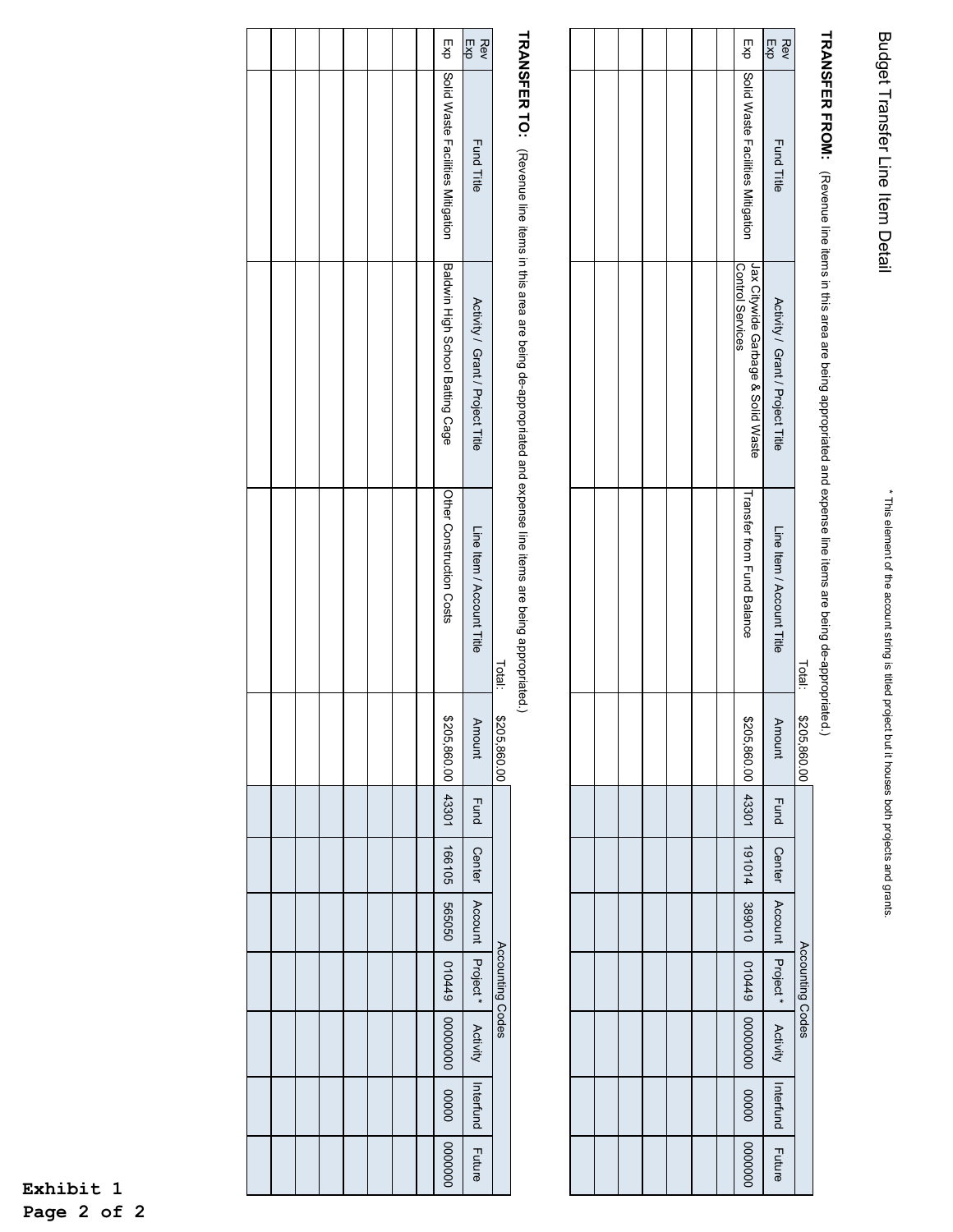# Budget Transfer Line Item Detail

\* This element of the account string is titled project but it houses both projects and grants.

**TRANSFER FROM:** (Revenue line items in this area are being appropriated and expense line items are being de-appropriated.)

Total: $205,860.00

| Rev Exp | Fund Title | Activity / Grant / Project Title | Line Item / Account Title | Amount | Accounting Codes | | | | | | |
|---|---|---|---|---|---|---|---|---|---|---|---|
| | | | | | Fund | Center | Account | Project * | Activity | Interfund | Future |
| Exp | Solid Waste Facilities Mitigation | Jax Citywide Garbage & Solid Waste Control Services | Transfer from Fund Balance | $205,860.00 | 43301 | 191014 | 389010 | 010449 | 0000000 | 00000 | 000000 |
| | | | | | | | | | | | |
| | | | | | | | | | | | |
| | | | | | | | | | | | |
| | | | | | | | | | | | |
| | | | | | | | | | | | |
| | | | | | | | | | | | |
| | | | | | | | | | | | |
| | | | | | | | | | | | |

**TRANSFER TO:** (Revenue line items in this area are being de-appropriated and expense line items are being appropriated.)

Total: $205,860.00

| Rev Exp | Fund Title | Activity / Grant / Project Title | Line Item / Account Title | Amount | Accounting Codes | | | | | | |
|---|---|---|---|---|---|---|---|---|---|---|---|
| | | | | | Fund | Center | Account | Project * | Activity | Interfund | Future |
| Exp | Solid Waste Facilities Mitigation | Baldwin High School Batting Cage | Other Construction Costs | $205,860.00 | 43301 | 166105 | 565050 | 010449 | 0000000 | 00000 | 000000 |
| | | | | | | | | | | | |
| | | | | | | | | | | | |
| | | | | | | | | | | | |
| | | | | | | | | | | | |
| | | | | | | | | | | | |
| | | | | | | | | | | | |
| | | | | | | | | | | | |
| | | | | | | | | | | | |

**Exhibit 1**